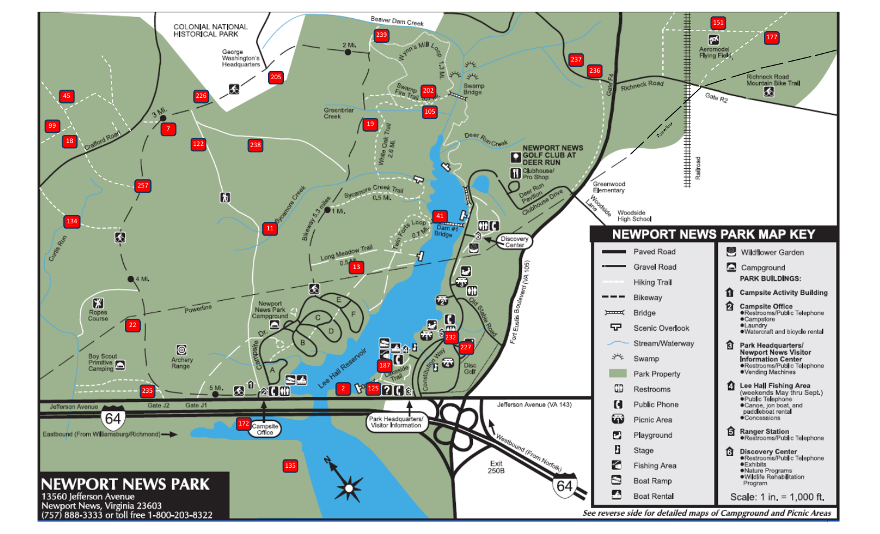# NEWPORT NEWS PARK

13560 Jefferson Avenue
Newport News, Virginia 23603
(757) 888-3333 or toll free 1-800-203-8322

## NEWPORT NEWS PARK MAP KEY

- Paved Road
- Gravel Road
- Hiking Trail
- Bikeway
- Bridge
- Scenic Overlook
- Stream/Waterway
- Swamp
- Park Property
- Restrooms
- Public Phone
- Picnic Area
- Playground
- Stage
- Fishing Area
- Boat Ramp
- Boat Rental
- Wildflower Garden
- Campground

**PARK BUILDINGS:**

1. **Campsite Activity Building**
2. **Campsite Office**
   - Restrooms/Public Telephone
   - Campstore
   - Laundry
   - Watercraft and bicycle rental
3. **Park Headquarters/ Newport News Visitor Information Center**
   - Restrooms/Public Telephone
   - Vending Machines
4. **Lee Hall Fishing Area** (weekends May thru Sept.)
   - Public Telephone
   - Canoe, jon boat, and paddleboat rental
   - Concessions
5. **Ranger Station**
   - Restrooms/Public Telephone
6. **Discovery Center**
   - Restrooms/Public Telephone
   - Exhibits
   - Nature Programs
   - Wildlife Rehabilitation Program

Scale: 1 in. = 1,000 ft.

*See reverse side for detailed maps of Campground and Picnic Areas*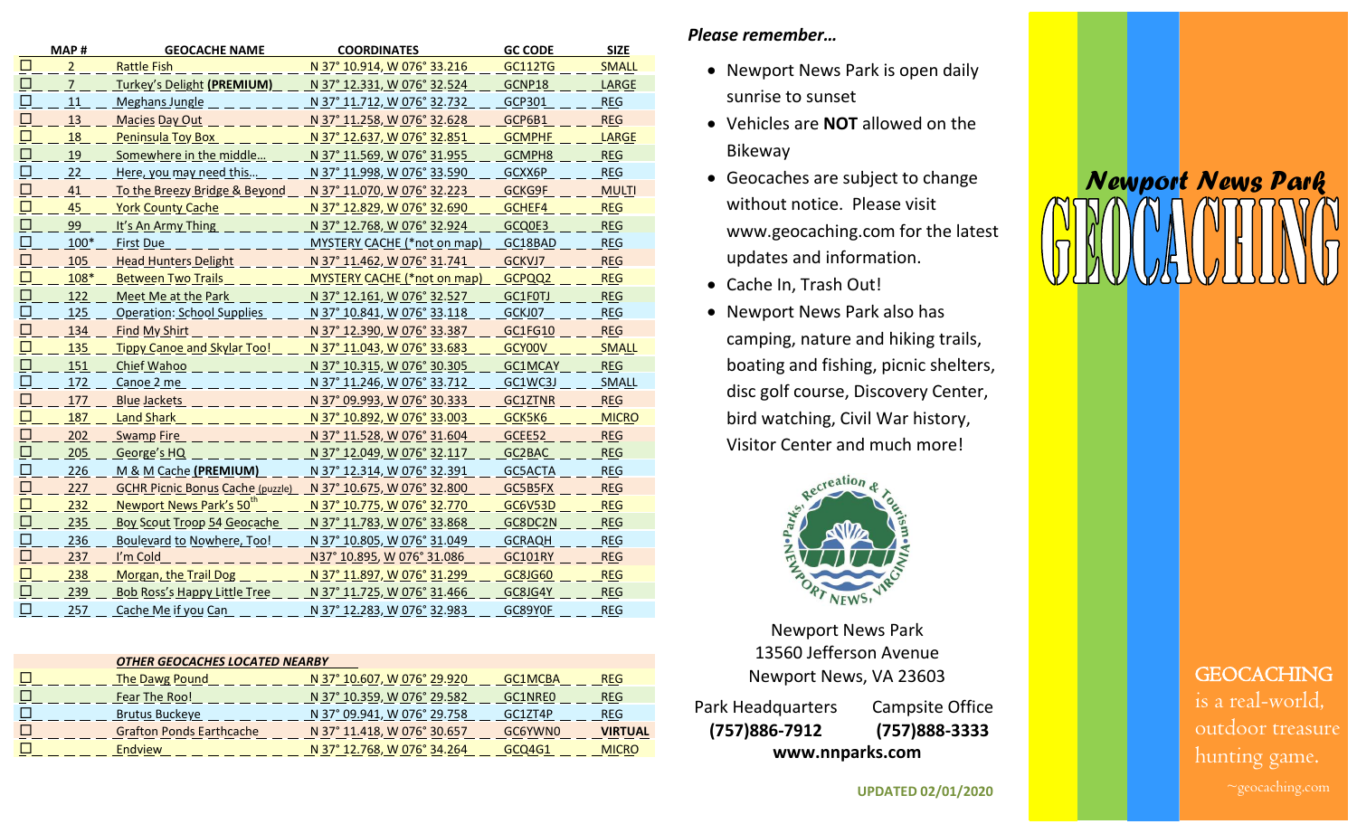| | MAP # | GEOCACHE NAME | COORDINATES | GC CODE | SIZE |
|---|---|---|---|---|---|
| ☐ | 2 | Rattle Fish | N 37° 10.914, W 076° 33.216 | GC112TG | SMALL |
| ☐ | 7 | Turkey's Delight **(PREMIUM)** | N 37° 12.331, W 076° 32.524 | GCNP18 | LARGE |
| ☐ | 11 | Meghans Jungle | N 37° 11.712, W 076° 32.732 | GCP301 | REG |
| ☐ | 13 | Macies Day Out | N 37° 11.258, W 076° 32.628 | GCP6B1 | REG |
| ☐ | 18 | Peninsula Toy Box | N 37° 12.637, W 076° 32.851 | GCMPHF | LARGE |
| ☐ | 19 | Somewhere in the middle… | N 37° 11.569, W 076° 31.955 | GCMPH8 | REG |
| ☐ | 22 | Here, you may need this… | N 37° 11.998, W 076° 33.590 | GCXX6P | REG |
| ☐ | 41 | To the Breezy Bridge & Beyond | N 37° 11.070, W 076° 32.223 | GCKG9F | MULTI |
| ☐ | 45 | York County Cache | N 37° 12.829, W 076° 32.690 | GCHEF4 | REG |
| ☐ | 99 | It's An Army Thing | N 37° 12.768, W 076° 32.924 | GCQ0E3 | REG |
| ☐ | 100* | First Due | MYSTERY CACHE (*not on map) | GC18BAD | REG |
| ☐ | 105 | Head Hunters Delight | N 37° 11.462, W 076° 31.741 | GCKVJ7 | REG |
| ☐ | 108* | Between Two Trails | MYSTERY CACHE (*not on map) | GCPQQ2 | REG |
| ☐ | 122 | Meet Me at the Park | N 37° 12.161, W 076° 32.527 | GC1F0TJ | REG |
| ☐ | 125 | Operation: School Supplies | N 37° 10.841, W 076° 33.118 | GCKJ07 | REG |
| ☐ | 134 | Find My Shirt | N 37° 12.390, W 076° 33.387 | GC1FG10 | REG |
| ☐ | 135 | Tippy Canoe and Skylar Too! | N 37° 11.043, W 076° 33.683 | GCY00V | SMALL |
| ☐ | 151 | Chief Wahoo | N 37° 10.315, W 076° 30.305 | GC1MCAY | REG |
| ☐ | 172 | Canoe 2 me | N 37° 11.246, W 076° 33.712 | GC1WC3J | SMALL |
| ☐ | 177 | Blue Jackets | N 37° 09.993, W 076° 30.333 | GC1ZTNR | REG |
| ☐ | 187 | Land Shark | N 37° 10.892, W 076° 33.003 | GCK5K6 | MICRO |
| ☐ | 202 | Swamp Fire | N 37° 11.528, W 076° 31.604 | GCEE52 | REG |
| ☐ | 205 | George's HQ | N 37° 12.049, W 076° 32.117 | GC2BAC | REG |
| ☐ | 226 | M & M Cache **(PREMIUM)** | N 37° 12.314, W 076° 32.391 | GC5ACTA | REG |
| ☐ | 227 | GCHR Picnic Bonus Cache (puzzle) | N 37° 10.675, W 076° 32.800 | GC5B5FX | REG |
| ☐ | 232 | Newport News Park's 50th | N 37° 10.775, W 076° 32.770 | GC6V53D | REG |
| ☐ | 235 | Boy Scout Troop 54 Geocache | N 37° 11.783, W 076° 33.868 | GC8DC2N | REG |
| ☐ | 236 | Boulevard to Nowhere, Too! | N 37° 10.805, W 076° 31.049 | GCRAQH | REG |
| ☐ | 237 | I'm Cold | N37° 10.895, W 076° 31.086 | GC101RY | REG |
| ☐ | 238 | Morgan, the Trail Dog | N 37° 11.897, W 076° 31.299 | GC8JG60 | REG |
| ☐ | 239 | Bob Ross's Happy Little Tree | N 37° 11.725, W 076° 31.466 | GC8JG4Y | REG |
| ☐ | 257 | Cache Me if you Can | N 37° 12.283, W 076° 32.983 | GC89Y0F | REG |

***OTHER GEOCACHES LOCATED NEARBY***

| | GEOCACHE NAME | COORDINATES | GC CODE | SIZE |
|---|---|---|---|---|
| ☐ | The Dawg Pound | N 37° 10.607, W 076° 29.920 | GC1MCBA | REG |
| ☐ | Fear The Roo! | N 37° 10.359, W 076° 29.582 | GC1NRE0 | REG |
| ☐ | Brutus Buckeye | N 37° 09.941, W 076° 29.758 | GC1ZT4P | REG |
| ☐ | Grafton Ponds Earthcache | N 37° 11.418, W 076° 30.657 | GC6YWN0 | **VIRTUAL** |
| ☐ | Endview | N 37° 12.768, W 076° 34.264 | GCQ4G1 | MICRO |

***Please remember…***

- Newport News Park is open daily sunrise to sunset
- Vehicles are **NOT** allowed on the Bikeway
- Geocaches are subject to change without notice. Please visit www.geocaching.com for the latest updates and information.
- Cache In, Trash Out!
- Newport News Park also has camping, nature and hiking trails, boating and fishing, picnic shelters, disc golf course, Discovery Center, bird watching, Civil War history, Visitor Center and much more!

Parks, Recreation & Tourism • Newport News, Virginia

Newport News Park
13560 Jefferson Avenue
Newport News, VA 23603

Park Headquarters **(757)886-7912**
Campsite Office **(757)888-3333**

**www.nnparks.com**

**UPDATED 02/01/2020**

# Newport News Park GEOCACHING

GEOCACHING is a real-world, outdoor treasure hunting game.

~geocaching.com